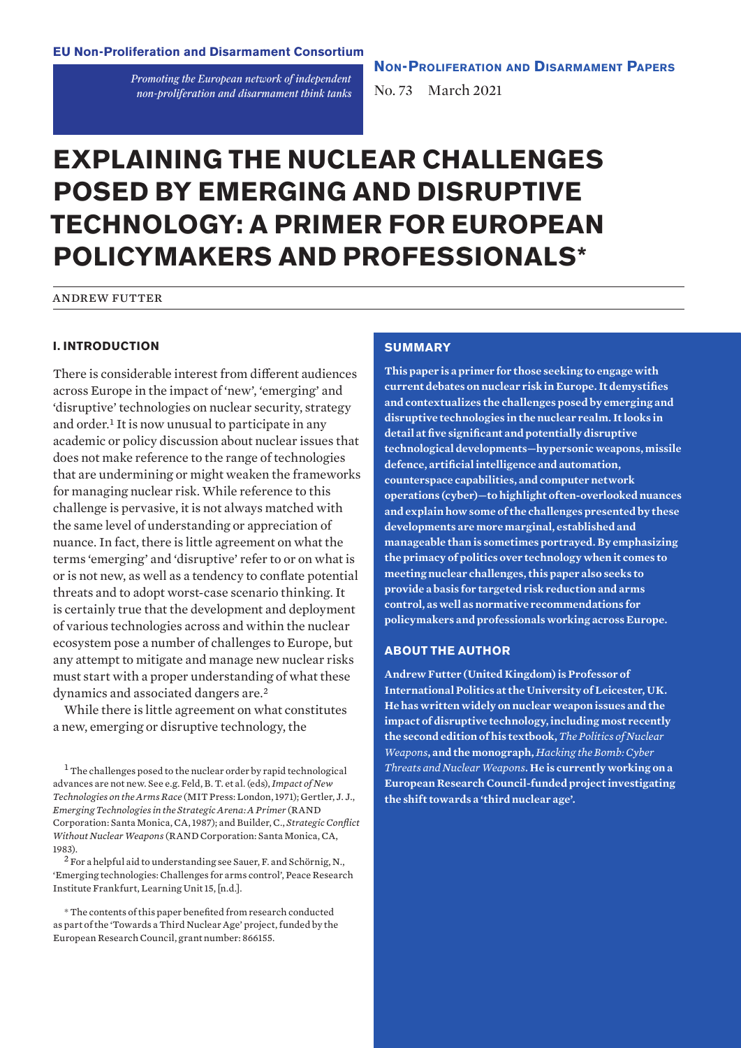**EU Non-Proliferation and Disarmament Consortium**

*Promoting the European network of independent non-proliferation and disarmament think tanks*

**Non-Proliferation and Disarmament Papers**

No. 73 March 2021

# EXPLAINING THE NUCLEAR CHALLENGES POSED BY EMERGING AND DISRUPTIVE TECHNOLOGY: A PRIMER FOR EUROPEAN POLICYMAKERS AND PROFESSIONALS*

ANDREW FUTTER

## SUMMARY

**This paper is a primer for those seeking to engage with current debates on nuclear risk in Europe. It demystifies and contextualizes the challenges posed by emerging and disruptive technologies in the nuclear realm. It looks in detail at five significant and potentially disruptive technological developments—hypersonic weapons, missile defence, artificial intelligence and automation, counterspace capabilities, and computer network operations (cyber)—to highlight often-overlooked nuances and explain how some of the challenges presented by these developments are more marginal, established and manageable than is sometimes portrayed. By emphasizing the primacy of politics over technology when it comes to meeting nuclear challenges, this paper also seeks to provide a basis for targeted risk reduction and arms control, as well as normative recommendations for policymakers and professionals working across Europe.**

## ABOUT THE AUTHOR

**Andrew Futter (United Kingdom) is Professor of International Politics at the University of Leicester, UK. He has written widely on nuclear weapon issues and the impact of disruptive technology, including most recently the second edition of his textbook, *The Politics of Nuclear Weapons*, and the monograph, *Hacking the Bomb: Cyber Threats and Nuclear Weapons*. He is currently working on a European Research Council-funded project investigating the shift towards a 'third nuclear age'.**

## I. INTRODUCTION

There is considerable interest from different audiences across Europe in the impact of 'new', 'emerging' and 'disruptive' technologies on nuclear security, strategy and order.[1] It is now unusual to participate in any academic or policy discussion about nuclear issues that does not make reference to the range of technologies that are undermining or might weaken the frameworks for managing nuclear risk. While reference to this challenge is pervasive, it is not always matched with the same level of understanding or appreciation of nuance. In fact, there is little agreement on what the terms 'emerging' and 'disruptive' refer to or on what is or is not new, as well as a tendency to conflate potential threats and to adopt worst-case scenario thinking. It is certainly true that the development and deployment of various technologies across and within the nuclear ecosystem pose a number of challenges to Europe, but any attempt to mitigate and manage new nuclear risks must start with a proper understanding of what these dynamics and associated dangers are.[2]

While there is little agreement on what constitutes a new, emerging or disruptive technology, the

[1] The challenges posed to the nuclear order by rapid technological advances are not new. See e.g. Feld, B. T. et al. (eds), *Impact of New Technologies on the Arms Race* (MIT Press: London, 1971); Gertler, J. J., *Emerging Technologies in the Strategic Arena: A Primer* (RAND Corporation: Santa Monica, CA, 1987); and Builder, C., *Strategic Conflict Without Nuclear Weapons* (RAND Corporation: Santa Monica, CA, 1983).

[2] For a helpful aid to understanding see Sauer, F. and Schörnig, N., 'Emerging technologies: Challenges for arms control', Peace Research Institute Frankfurt, Learning Unit 15, [n.d.].

\* The contents of this paper benefited from research conducted as part of the 'Towards a Third Nuclear Age' project, funded by the European Research Council, grant number: 866155.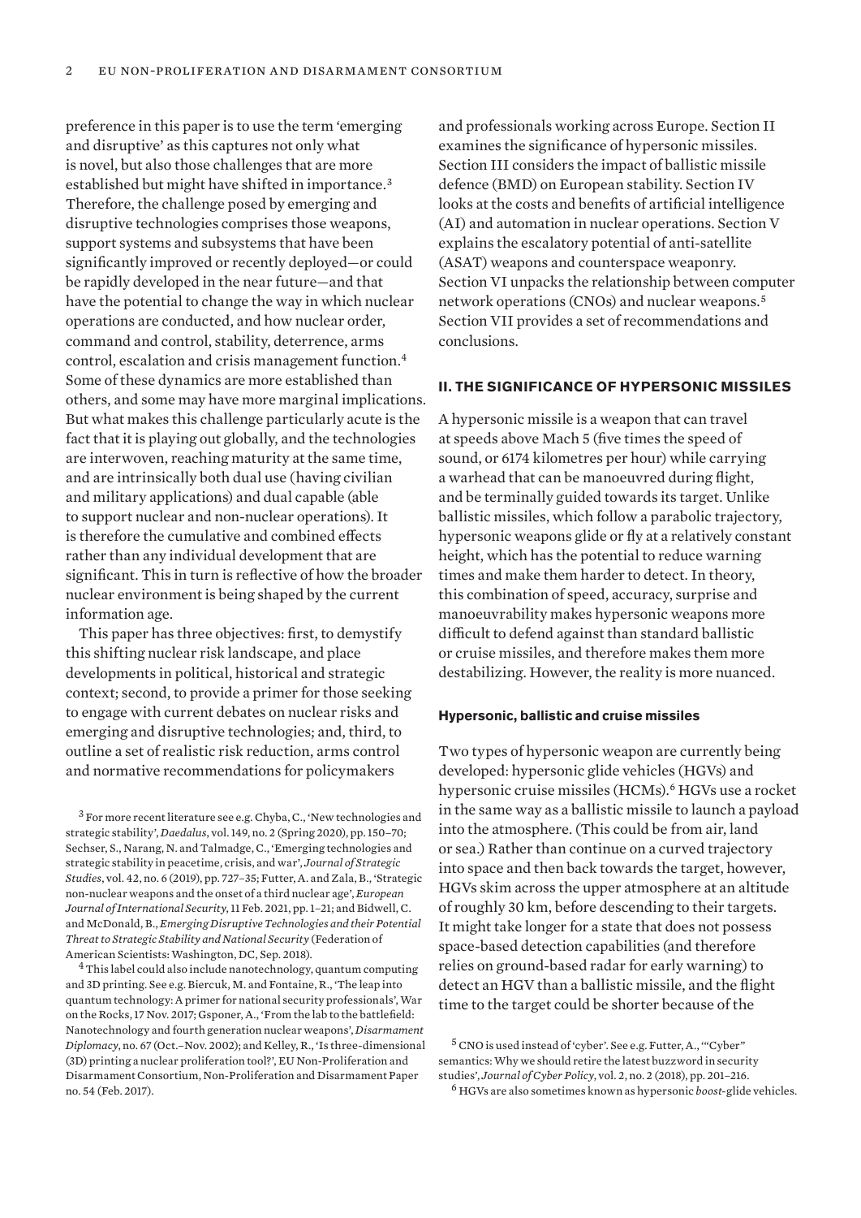preference in this paper is to use the term 'emerging and disruptive' as this captures not only what is novel, but also those challenges that are more established but might have shifted in importance.[3] Therefore, the challenge posed by emerging and disruptive technologies comprises those weapons, support systems and subsystems that have been significantly improved or recently deployed—or could be rapidly developed in the near future—and that have the potential to change the way in which nuclear operations are conducted, and how nuclear order, command and control, stability, deterrence, arms control, escalation and crisis management function.[4] Some of these dynamics are more established than others, and some may have more marginal implications. But what makes this challenge particularly acute is the fact that it is playing out globally, and the technologies are interwoven, reaching maturity at the same time, and are intrinsically both dual use (having civilian and military applications) and dual capable (able to support nuclear and non-nuclear operations). It is therefore the cumulative and combined effects rather than any individual development that are significant. This in turn is reflective of how the broader nuclear environment is being shaped by the current information age.

This paper has three objectives: first, to demystify this shifting nuclear risk landscape, and place developments in political, historical and strategic context; second, to provide a primer for those seeking to engage with current debates on nuclear risks and emerging and disruptive technologies; and, third, to outline a set of realistic risk reduction, arms control and normative recommendations for policymakers and professionals working across Europe. Section II examines the significance of hypersonic missiles. Section III considers the impact of ballistic missile defence (BMD) on European stability. Section IV looks at the costs and benefits of artificial intelligence (AI) and automation in nuclear operations. Section V explains the escalatory potential of anti-satellite (ASAT) weapons and counterspace weaponry. Section VI unpacks the relationship between computer network operations (CNOs) and nuclear weapons.[5] Section VII provides a set of recommendations and conclusions.

## II. The significance of hypersonic missiles

A hypersonic missile is a weapon that can travel at speeds above Mach 5 (five times the speed of sound, or 6174 kilometres per hour) while carrying a warhead that can be manoeuvred during flight, and be terminally guided towards its target. Unlike ballistic missiles, which follow a parabolic trajectory, hypersonic weapons glide or fly at a relatively constant height, which has the potential to reduce warning times and make them harder to detect. In theory, this combination of speed, accuracy, surprise and manoeuvrability makes hypersonic weapons more difficult to defend against than standard ballistic or cruise missiles, and therefore makes them more destabilizing. However, the reality is more nuanced.

### Hypersonic, ballistic and cruise missiles

Two types of hypersonic weapon are currently being developed: hypersonic glide vehicles (HGVs) and hypersonic cruise missiles (HCMs).[6] HGVs use a rocket in the same way as a ballistic missile to launch a payload into the atmosphere. (This could be from air, land or sea.) Rather than continue on a curved trajectory into space and then back towards the target, however, HGVs skim across the upper atmosphere at an altitude of roughly 30 km, before descending to their targets. It might take longer for a state that does not possess space-based detection capabilities (and therefore relies on ground-based radar for early warning) to detect an HGV than a ballistic missile, and the flight time to the target could be shorter because of the

---

[3] For more recent literature see e.g. Chyba, C., 'New technologies and strategic stability', *Daedalus*, vol. 149, no. 2 (Spring 2020), pp. 150–70; Sechser, S., Narang, N. and Talmadge, C., 'Emerging technologies and strategic stability in peacetime, crisis, and war', *Journal of Strategic Studies*, vol. 42, no. 6 (2019), pp. 727–35; Futter, A. and Zala, B., 'Strategic non-nuclear weapons and the onset of a third nuclear age', *European Journal of International Security*, 11 Feb. 2021, pp. 1–21; and Bidwell, C. and McDonald, B., *Emerging Disruptive Technologies and their Potential Threat to Strategic Stability and National Security* (Federation of American Scientists: Washington, DC, Sep. 2018).

[4] This label could also include nanotechnology, quantum computing and 3D printing. See e.g. Biercuk, M. and Fontaine, R., 'The leap into quantum technology: A primer for national security professionals', War on the Rocks, 17 Nov. 2017; Gsponer, A., 'From the lab to the battlefield: Nanotechnology and fourth generation nuclear weapons', *Disarmament Diplomacy*, no. 67 (Oct.–Nov. 2002); and Kelley, R., 'Is three-dimensional (3D) printing a nuclear proliferation tool?', EU Non-Proliferation and Disarmament Consortium, Non-Proliferation and Disarmament Paper no. 54 (Feb. 2017).

[5] CNO is used instead of 'cyber'. See e.g. Futter, A., '"Cyber" semantics: Why we should retire the latest buzzword in security studies', *Journal of Cyber Policy*, vol. 2, no. 2 (2018), pp. 201–216.

[6] HGVs are also sometimes known as hypersonic *boost*-glide vehicles.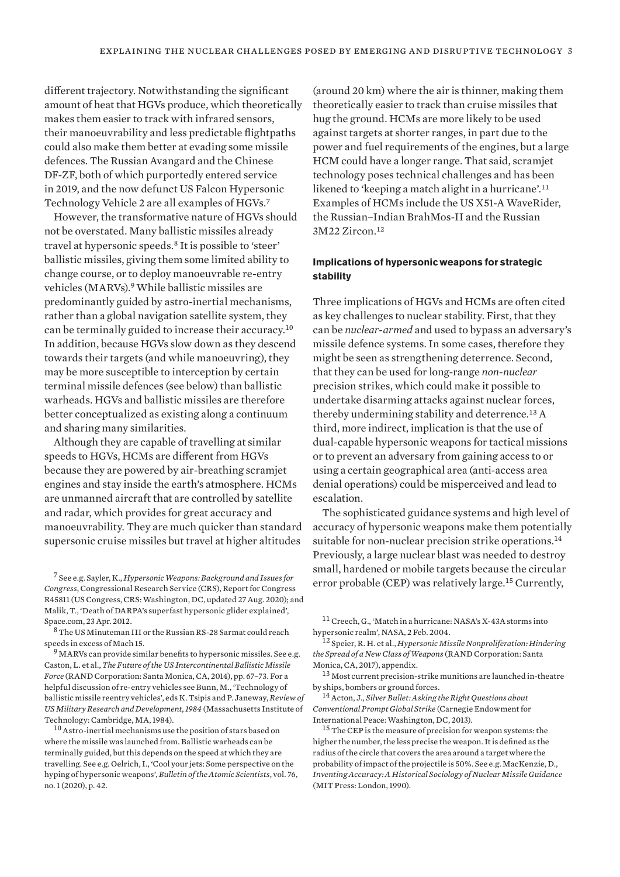different trajectory. Notwithstanding the significant amount of heat that HGVs produce, which theoretically makes them easier to track with infrared sensors, their manoeuvrability and less predictable flightpaths could also make them better at evading some missile defences. The Russian Avangard and the Chinese DF-ZF, both of which purportedly entered service in 2019, and the now defunct US Falcon Hypersonic Technology Vehicle 2 are all examples of HGVs.[7]

However, the transformative nature of HGVs should not be overstated. Many ballistic missiles already travel at hypersonic speeds.[8] It is possible to 'steer' ballistic missiles, giving them some limited ability to change course, or to deploy manoeuvrable re-entry vehicles (MARVs).[9] While ballistic missiles are predominantly guided by astro-inertial mechanisms, rather than a global navigation satellite system, they can be terminally guided to increase their accuracy.[10] In addition, because HGVs slow down as they descend towards their targets (and while manoeuvring), they may be more susceptible to interception by certain terminal missile defences (see below) than ballistic warheads. HGVs and ballistic missiles are therefore better conceptualized as existing along a continuum and sharing many similarities.

Although they are capable of travelling at similar speeds to HGVs, HCMs are different from HGVs because they are powered by air-breathing scramjet engines and stay inside the earth's atmosphere. HCMs are unmanned aircraft that are controlled by satellite and radar, which provides for great accuracy and manoeuvrability. They are much quicker than standard supersonic cruise missiles but travel at higher altitudes (around 20 km) where the air is thinner, making them theoretically easier to track than cruise missiles that hug the ground. HCMs are more likely to be used against targets at shorter ranges, in part due to the power and fuel requirements of the engines, but a large HCM could have a longer range. That said, scramjet technology poses technical challenges and has been likened to 'keeping a match alight in a hurricane'.[11] Examples of HCMs include the US X51-A WaveRider, the Russian–Indian BrahMos-II and the Russian 3M22 Zircon.[12]

#### Implications of hypersonic weapons for strategic stability

Three implications of HGVs and HCMs are often cited as key challenges to nuclear stability. First, that they can be *nuclear-armed* and used to bypass an adversary's missile defence systems. In some cases, therefore they might be seen as strengthening deterrence. Second, that they can be used for long-range *non-nuclear* precision strikes, which could make it possible to undertake disarming attacks against nuclear forces, thereby undermining stability and deterrence.[13] A third, more indirect, implication is that the use of dual-capable hypersonic weapons for tactical missions or to prevent an adversary from gaining access to or using a certain geographical area (anti-access area denial operations) could be misperceived and lead to escalation.

The sophisticated guidance systems and high level of accuracy of hypersonic weapons make them potentially suitable for non-nuclear precision strike operations.[14] Previously, a large nuclear blast was needed to destroy small, hardened or mobile targets because the circular error probable (CEP) was relatively large.[15] Currently,

---

[7] See e.g. Sayler, K., *Hypersonic Weapons: Background and Issues for Congress*, Congressional Research Service (CRS), Report for Congress R45811 (US Congress, CRS: Washington, DC, updated 27 Aug. 2020); and Malik, T., 'Death of DARPA's superfast hypersonic glider explained', Space.com, 23 Apr. 2012.

[8] The US Minuteman III or the Russian RS-28 Sarmat could reach speeds in excess of Mach 15.

[9] MARVs can provide similar benefits to hypersonic missiles. See e.g. Caston, L. et al., *The Future of the US Intercontinental Ballistic Missile Force* (RAND Corporation: Santa Monica, CA, 2014), pp. 67–73. For a helpful discussion of re-entry vehicles see Bunn, M., 'Technology of ballistic missile reentry vehicles', eds K. Tsipis and P. Janeway, *Review of US Military Research and Development, 1984* (Massachusetts Institute of Technology: Cambridge, MA, 1984).

[10] Astro-inertial mechanisms use the position of stars based on where the missile was launched from. Ballistic warheads can be terminally guided, but this depends on the speed at which they are travelling. See e.g. Oelrich, I., 'Cool your jets: Some perspective on the hyping of hypersonic weapons', *Bulletin of the Atomic Scientists*, vol. 76, no. 1 (2020), p. 42.

[11] Creech, G., 'Match in a hurricane: NASA's X-43A storms into hypersonic realm', NASA, 2 Feb. 2004.

[12] Speier, R. H. et al., *Hypersonic Missile Nonproliferation: Hindering the Spread of a New Class of Weapons* (RAND Corporation: Santa Monica, CA, 2017), appendix.

[13] Most current precision-strike munitions are launched in-theatre by ships, bombers or ground forces.

[14] Acton, J., *Silver Bullet: Asking the Right Questions about Conventional Prompt Global Strike* (Carnegie Endowment for International Peace: Washington, DC, 2013).

[15] The CEP is the measure of precision for weapon systems: the higher the number, the less precise the weapon. It is defined as the radius of the circle that covers the area around a target where the probability of impact of the projectile is 50%. See e.g. MacKenzie, D., *Inventing Accuracy: A Historical Sociology of Nuclear Missile Guidance* (MIT Press: London, 1990).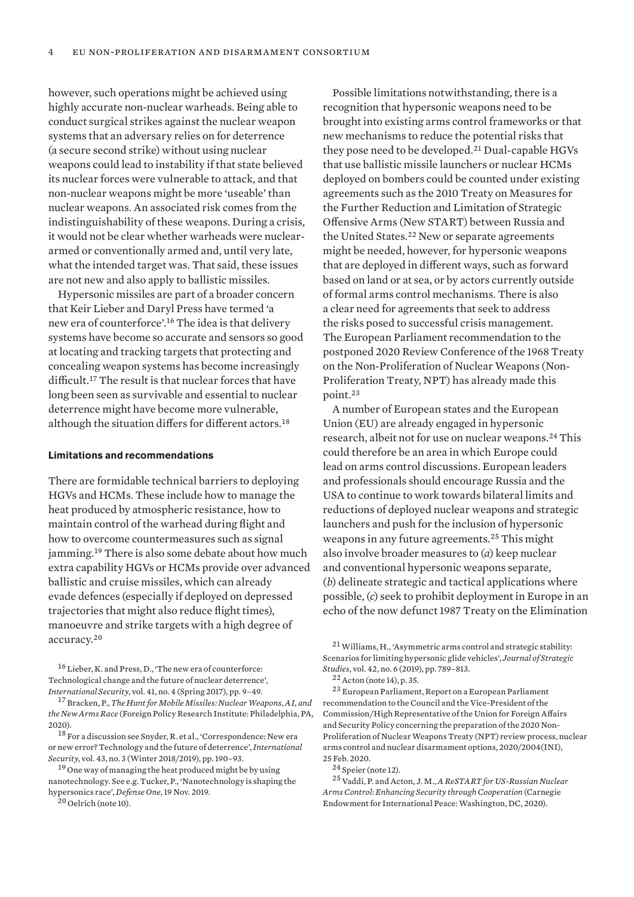however, such operations might be achieved using highly accurate non-nuclear warheads. Being able to conduct surgical strikes against the nuclear weapon systems that an adversary relies on for deterrence (a secure second strike) without using nuclear weapons could lead to instability if that state believed its nuclear forces were vulnerable to attack, and that non-nuclear weapons might be more 'useable' than nuclear weapons. An associated risk comes from the indistinguishability of these weapons. During a crisis, it would not be clear whether warheads were nuclear-armed or conventionally armed and, until very late, what the intended target was. That said, these issues are not new and also apply to ballistic missiles.

Hypersonic missiles are part of a broader concern that Keir Lieber and Daryl Press have termed 'a new era of counterforce'.[16] The idea is that delivery systems have become so accurate and sensors so good at locating and tracking targets that protecting and concealing weapon systems has become increasingly difficult.[17] The result is that nuclear forces that have long been seen as survivable and essential to nuclear deterrence might have become more vulnerable, although the situation differs for different actors.[18]

### Limitations and recommendations

There are formidable technical barriers to deploying HGVs and HCMs. These include how to manage the heat produced by atmospheric resistance, how to maintain control of the warhead during flight and how to overcome countermeasures such as signal jamming.[19] There is also some debate about how much extra capability HGVs or HCMs provide over advanced ballistic and cruise missiles, which can already evade defences (especially if deployed on depressed trajectories that might also reduce flight times), manoeuvre and strike targets with a high degree of accuracy.[20]

Possible limitations notwithstanding, there is a recognition that hypersonic weapons need to be brought into existing arms control frameworks or that new mechanisms to reduce the potential risks that they pose need to be developed.[21] Dual-capable HGVs that use ballistic missile launchers or nuclear HCMs deployed on bombers could be counted under existing agreements such as the 2010 Treaty on Measures for the Further Reduction and Limitation of Strategic Offensive Arms (New START) between Russia and the United States.[22] New or separate agreements might be needed, however, for hypersonic weapons that are deployed in different ways, such as forward based on land or at sea, or by actors currently outside of formal arms control mechanisms. There is also a clear need for agreements that seek to address the risks posed to successful crisis management. The European Parliament recommendation to the postponed 2020 Review Conference of the 1968 Treaty on the Non-Proliferation of Nuclear Weapons (Non-Proliferation Treaty, NPT) has already made this point.[23]

A number of European states and the European Union (EU) are already engaged in hypersonic research, albeit not for use on nuclear weapons.[24] This could therefore be an area in which Europe could lead on arms control discussions. European leaders and professionals should encourage Russia and the USA to continue to work towards bilateral limits and reductions of deployed nuclear weapons and strategic launchers and push for the inclusion of hypersonic weapons in any future agreements.[25] This might also involve broader measures to (*a*) keep nuclear and conventional hypersonic weapons separate, (*b*) delineate strategic and tactical applications where possible, (*c*) seek to prohibit deployment in Europe in an echo of the now defunct 1987 Treaty on the Elimination

---

[16] Lieber, K. and Press, D., 'The new era of counterforce: Technological change and the future of nuclear deterrence', *International Security*, vol. 41, no. 4 (Spring 2017), pp. 9–49.

[17] Bracken, P., *The Hunt for Mobile Missiles: Nuclear Weapons, AI, and the New Arms Race* (Foreign Policy Research Institute: Philadelphia, PA, 2020).

[18] For a discussion see Snyder, R. et al., 'Correspondence: New era or new error? Technology and the future of deterrence', *International Security*, vol. 43, no. 3 (Winter 2018/2019), pp. 190–93.

[19] One way of managing the heat produced might be by using nanotechnology. See e.g. Tucker, P., 'Nanotechnology is shaping the hypersonics race', *Defense One*, 19 Nov. 2019.

[20] Oelrich (note 10).

[21] Williams, H., 'Asymmetric arms control and strategic stability: Scenarios for limiting hypersonic glide vehicles', *Journal of Strategic Studies*, vol. 42, no. 6 (2019), pp. 789–813.

[22] Acton (note 14), p. 35.

[23] European Parliament, Report on a European Parliament recommendation to the Council and the Vice-President of the Commission/High Representative of the Union for Foreign Affairs and Security Policy concerning the preparation of the 2020 Non-Proliferation of Nuclear Weapons Treaty (NPT) review process, nuclear arms control and nuclear disarmament options, 2020/2004(INI), 25 Feb. 2020.

[24] Speier (note 12).

[25] Vaddi, P. and Acton, J. M., *A ReSTART for US-Russian Nuclear Arms Control: Enhancing Security through Cooperation* (Carnegie Endowment for International Peace: Washington, DC, 2020).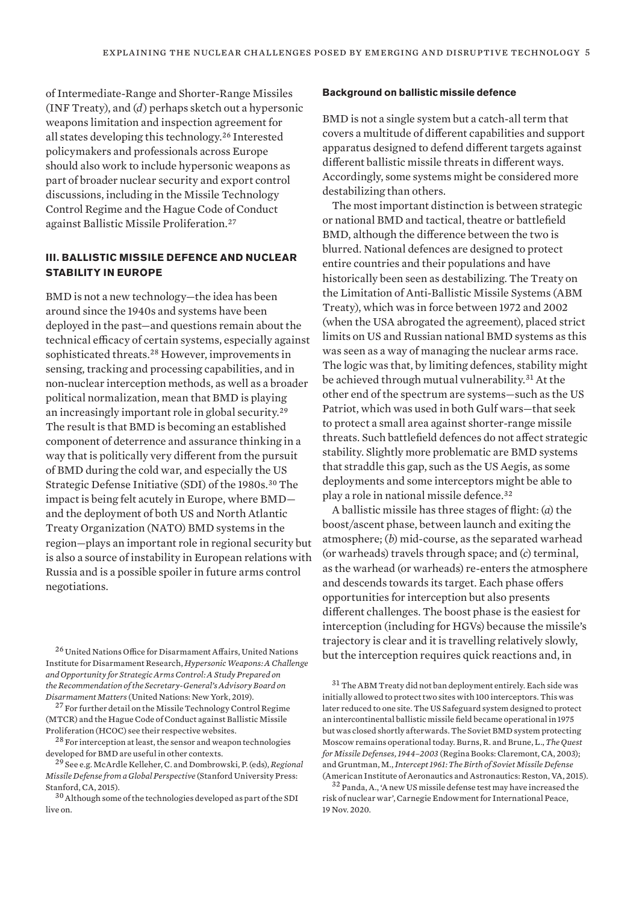of Intermediate-Range and Shorter-Range Missiles (INF Treaty), and (*d*) perhaps sketch out a hypersonic weapons limitation and inspection agreement for all states developing this technology.[26] Interested policymakers and professionals across Europe should also work to include hypersonic weapons as part of broader nuclear security and export control discussions, including in the Missile Technology Control Regime and the Hague Code of Conduct against Ballistic Missile Proliferation.[27]

## III. BALLISTIC MISSILE DEFENCE AND NUCLEAR STABILITY IN EUROPE

BMD is not a new technology—the idea has been around since the 1940s and systems have been deployed in the past—and questions remain about the technical efficacy of certain systems, especially against sophisticated threats.[28] However, improvements in sensing, tracking and processing capabilities, and in non-nuclear interception methods, as well as a broader political normalization, mean that BMD is playing an increasingly important role in global security.[29] The result is that BMD is becoming an established component of deterrence and assurance thinking in a way that is politically very different from the pursuit of BMD during the cold war, and especially the US Strategic Defense Initiative (SDI) of the 1980s.[30] The impact is being felt acutely in Europe, where BMD—and the deployment of both US and North Atlantic Treaty Organization (NATO) BMD systems in the region—plays an important role in regional security but is also a source of instability in European relations with Russia and is a possible spoiler in future arms control negotiations.

### Background on ballistic missile defence

BMD is not a single system but a catch-all term that covers a multitude of different capabilities and support apparatus designed to defend different targets against different ballistic missile threats in different ways. Accordingly, some systems might be considered more destabilizing than others.

The most important distinction is between strategic or national BMD and tactical, theatre or battlefield BMD, although the difference between the two is blurred. National defences are designed to protect entire countries and their populations and have historically been seen as destabilizing. The Treaty on the Limitation of Anti-Ballistic Missile Systems (ABM Treaty), which was in force between 1972 and 2002 (when the USA abrogated the agreement), placed strict limits on US and Russian national BMD systems as this was seen as a way of managing the nuclear arms race. The logic was that, by limiting defences, stability might be achieved through mutual vulnerability.[31] At the other end of the spectrum are systems—such as the US Patriot, which was used in both Gulf wars—that seek to protect a small area against shorter-range missile threats. Such battlefield defences do not affect strategic stability. Slightly more problematic are BMD systems that straddle this gap, such as the US Aegis, as some deployments and some interceptors might be able to play a role in national missile defence.[32]

A ballistic missile has three stages of flight: (*a*) the boost/ascent phase, between launch and exiting the atmosphere; (*b*) mid-course, as the separated warhead (or warheads) travels through space; and (*c*) terminal, as the warhead (or warheads) re-enters the atmosphere and descends towards its target. Each phase offers opportunities for interception but also presents different challenges. The boost phase is the easiest for interception (including for HGVs) because the missile's trajectory is clear and it is travelling relatively slowly, but the interception requires quick reactions and, in

---

[26] United Nations Office for Disarmament Affairs, United Nations Institute for Disarmament Research, *Hypersonic Weapons: A Challenge and Opportunity for Strategic Arms Control: A Study Prepared on the Recommendation of the Secretary-General's Advisory Board on Disarmament Matters* (United Nations: New York, 2019).

[27] For further detail on the Missile Technology Control Regime (MTCR) and the Hague Code of Conduct against Ballistic Missile Proliferation (HCOC) see their respective websites.

[28] For interception at least, the sensor and weapon technologies developed for BMD are useful in other contexts.

[29] See e.g. McArdle Kelleher, C. and Dombrowski, P. (eds), *Regional Missile Defense from a Global Perspective* (Stanford University Press: Stanford, CA, 2015).

[30] Although some of the technologies developed as part of the SDI live on.

[31] The ABM Treaty did not ban deployment entirely. Each side was initially allowed to protect two sites with 100 interceptors. This was later reduced to one site. The US Safeguard system designed to protect an intercontinental ballistic missile field became operational in 1975 but was closed shortly afterwards. The Soviet BMD system protecting Moscow remains operational today. Burns, R. and Brune, L., *The Quest for Missile Defenses, 1944–2003* (Regina Books: Claremont, CA, 2003); and Gruntman, M., *Intercept 1961: The Birth of Soviet Missile Defense* (American Institute of Aeronautics and Astronautics: Reston, VA, 2015).

[32] Panda, A., 'A new US missile defense test may have increased the risk of nuclear war', Carnegie Endowment for International Peace, 19 Nov. 2020.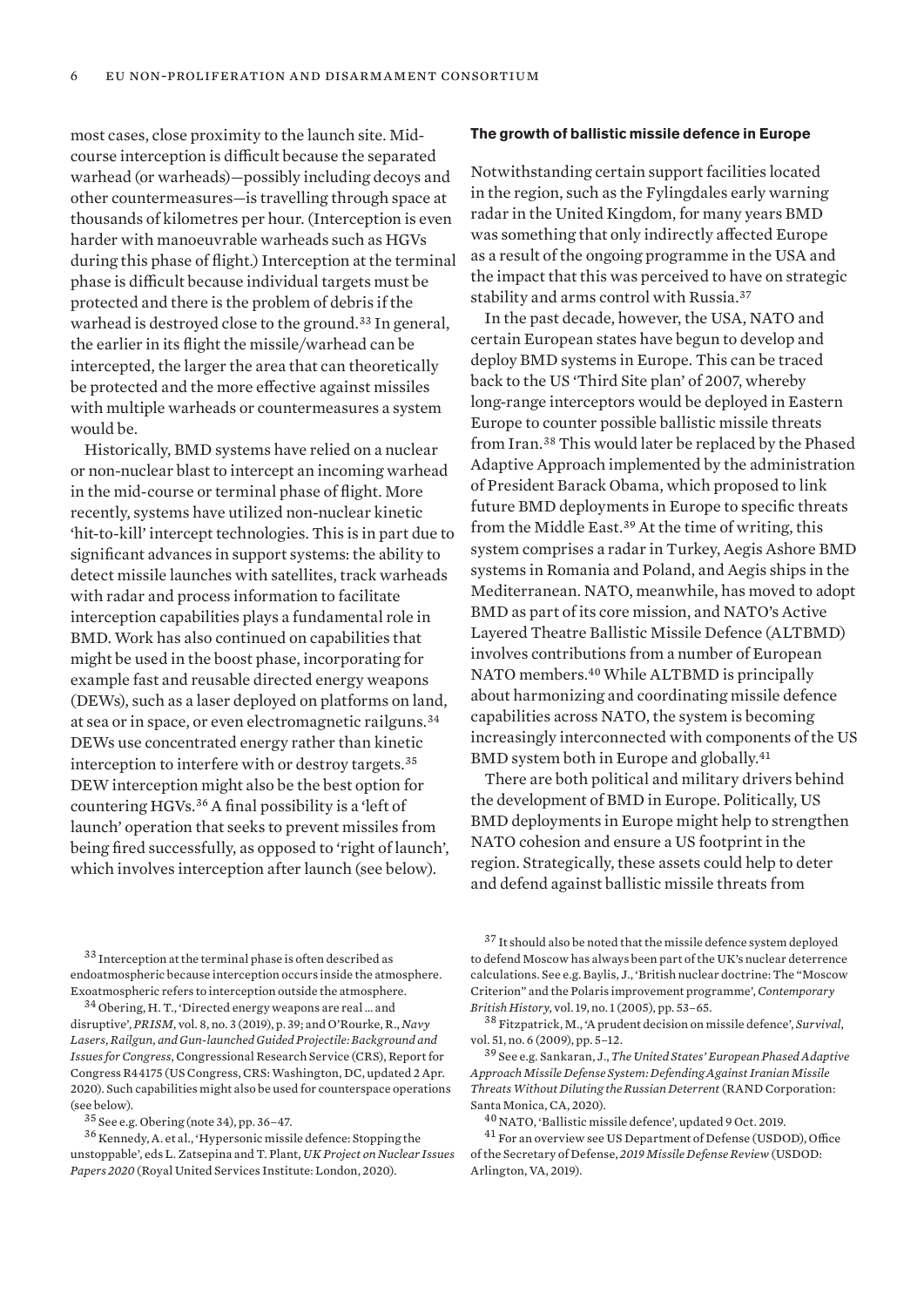most cases, close proximity to the launch site. Mid-course interception is difficult because the separated warhead (or warheads)—possibly including decoys and other countermeasures—is travelling through space at thousands of kilometres per hour. (Interception is even harder with manoeuvrable warheads such as HGVs during this phase of flight.) Interception at the terminal phase is difficult because individual targets must be protected and there is the problem of debris if the warhead is destroyed close to the ground.[33] In general, the earlier in its flight the missile/warhead can be intercepted, the larger the area that can theoretically be protected and the more effective against missiles with multiple warheads or countermeasures a system would be.

Historically, BMD systems have relied on a nuclear or non-nuclear blast to intercept an incoming warhead in the mid-course or terminal phase of flight. More recently, systems have utilized non-nuclear kinetic 'hit-to-kill' intercept technologies. This is in part due to significant advances in support systems: the ability to detect missile launches with satellites, track warheads with radar and process information to facilitate interception capabilities plays a fundamental role in BMD. Work has also continued on capabilities that might be used in the boost phase, incorporating for example fast and reusable directed energy weapons (DEWs), such as a laser deployed on platforms on land, at sea or in space, or even electromagnetic railguns.[34] DEWs use concentrated energy rather than kinetic interception to interfere with or destroy targets.[35] DEW interception might also be the best option for countering HGVs.[36] A final possibility is a 'left of launch' operation that seeks to prevent missiles from being fired successfully, as opposed to 'right of launch', which involves interception after launch (see below).

### The growth of ballistic missile defence in Europe

Notwithstanding certain support facilities located in the region, such as the Fylingdales early warning radar in the United Kingdom, for many years BMD was something that only indirectly affected Europe as a result of the ongoing programme in the USA and the impact that this was perceived to have on strategic stability and arms control with Russia.[37]

In the past decade, however, the USA, NATO and certain European states have begun to develop and deploy BMD systems in Europe. This can be traced back to the US 'Third Site plan' of 2007, whereby long-range interceptors would be deployed in Eastern Europe to counter possible ballistic missile threats from Iran.[38] This would later be replaced by the Phased Adaptive Approach implemented by the administration of President Barack Obama, which proposed to link future BMD deployments in Europe to specific threats from the Middle East.[39] At the time of writing, this system comprises a radar in Turkey, Aegis Ashore BMD systems in Romania and Poland, and Aegis ships in the Mediterranean. NATO, meanwhile, has moved to adopt BMD as part of its core mission, and NATO's Active Layered Theatre Ballistic Missile Defence (ALTBMD) involves contributions from a number of European NATO members.[40] While ALTBMD is principally about harmonizing and coordinating missile defence capabilities across NATO, the system is becoming increasingly interconnected with components of the US BMD system both in Europe and globally.[41]

There are both political and military drivers behind the development of BMD in Europe. Politically, US BMD deployments in Europe might help to strengthen NATO cohesion and ensure a US footprint in the region. Strategically, these assets could help to deter and defend against ballistic missile threats from

---

[33] Interception at the terminal phase is often described as endoatmospheric because interception occurs inside the atmosphere. Exoatmospheric refers to interception outside the atmosphere.

[34] Obering, H. T., 'Directed energy weapons are real … and disruptive', *PRISM*, vol. 8, no. 3 (2019), p. 39; and O'Rourke, R., *Navy Lasers, Railgun, and Gun-launched Guided Projectile: Background and Issues for Congress*, Congressional Research Service (CRS), Report for Congress R44175 (US Congress, CRS: Washington, DC, updated 2 Apr. 2020). Such capabilities might also be used for counterspace operations (see below).

[35] See e.g. Obering (note 34), pp. 36–47.

[36] Kennedy, A. et al., 'Hypersonic missile defence: Stopping the unstoppable', eds L. Zatsepina and T. Plant, *UK Project on Nuclear Issues Papers 2020* (Royal United Services Institute: London, 2020).

[37] It should also be noted that the missile defence system deployed to defend Moscow has always been part of the UK's nuclear deterrence calculations. See e.g. Baylis, J., 'British nuclear doctrine: The "Moscow Criterion" and the Polaris improvement programme', *Contemporary British History*, vol. 19, no. 1 (2005), pp. 53–65.

[38] Fitzpatrick, M., 'A prudent decision on missile defence', *Survival*, vol. 51, no. 6 (2009), pp. 5–12.

[39] See e.g. Sankaran, J., *The United States' European Phased Adaptive Approach Missile Defense System: Defending Against Iranian Missile Threats Without Diluting the Russian Deterrent* (RAND Corporation: Santa Monica, CA, 2020).

[40] NATO, 'Ballistic missile defence', updated 9 Oct. 2019.

[41] For an overview see US Department of Defense (USDOD), Office of the Secretary of Defense, *2019 Missile Defense Review* (USDOD: Arlington, VA, 2019).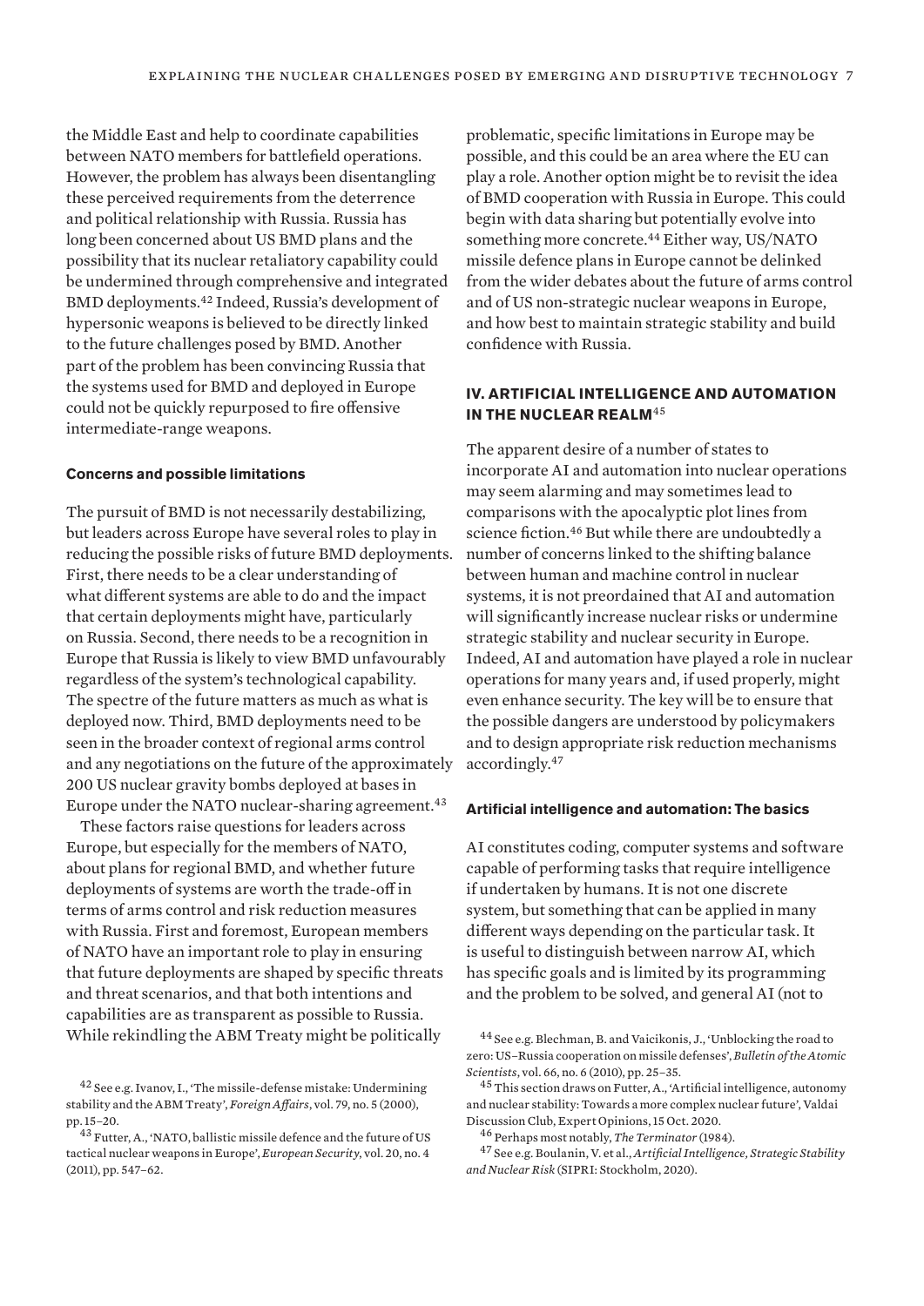the Middle East and help to coordinate capabilities between NATO members for battlefield operations. However, the problem has always been disentangling these perceived requirements from the deterrence and political relationship with Russia. Russia has long been concerned about US BMD plans and the possibility that its nuclear retaliatory capability could be undermined through comprehensive and integrated BMD deployments.[42] Indeed, Russia's development of hypersonic weapons is believed to be directly linked to the future challenges posed by BMD. Another part of the problem has been convincing Russia that the systems used for BMD and deployed in Europe could not be quickly repurposed to fire offensive intermediate-range weapons.

#### Concerns and possible limitations

The pursuit of BMD is not necessarily destabilizing, but leaders across Europe have several roles to play in reducing the possible risks of future BMD deployments. First, there needs to be a clear understanding of what different systems are able to do and the impact that certain deployments might have, particularly on Russia. Second, there needs to be a recognition in Europe that Russia is likely to view BMD unfavourably regardless of the system's technological capability. The spectre of the future matters as much as what is deployed now. Third, BMD deployments need to be seen in the broader context of regional arms control and any negotiations on the future of the approximately 200 US nuclear gravity bombs deployed at bases in Europe under the NATO nuclear-sharing agreement.[43]

These factors raise questions for leaders across Europe, but especially for the members of NATO, about plans for regional BMD, and whether future deployments of systems are worth the trade-off in terms of arms control and risk reduction measures with Russia. First and foremost, European members of NATO have an important role to play in ensuring that future deployments are shaped by specific threats and threat scenarios, and that both intentions and capabilities are as transparent as possible to Russia. While rekindling the ABM Treaty might be politically problematic, specific limitations in Europe may be possible, and this could be an area where the EU can play a role. Another option might be to revisit the idea of BMD cooperation with Russia in Europe. This could begin with data sharing but potentially evolve into something more concrete.[44] Either way, US/NATO missile defence plans in Europe cannot be delinked from the wider debates about the future of arms control and of US non-strategic nuclear weapons in Europe, and how best to maintain strategic stability and build confidence with Russia.

### IV. ARTIFICIAL INTELLIGENCE AND AUTOMATION IN THE NUCLEAR REALM[45]

The apparent desire of a number of states to incorporate AI and automation into nuclear operations may seem alarming and may sometimes lead to comparisons with the apocalyptic plot lines from science fiction.[46] But while there are undoubtedly a number of concerns linked to the shifting balance between human and machine control in nuclear systems, it is not preordained that AI and automation will significantly increase nuclear risks or undermine strategic stability and nuclear security in Europe. Indeed, AI and automation have played a role in nuclear operations for many years and, if used properly, might even enhance security. The key will be to ensure that the possible dangers are understood by policymakers and to design appropriate risk reduction mechanisms accordingly.[47]

#### Artificial intelligence and automation: The basics

AI constitutes coding, computer systems and software capable of performing tasks that require intelligence if undertaken by humans. It is not one discrete system, but something that can be applied in many different ways depending on the particular task. It is useful to distinguish between narrow AI, which has specific goals and is limited by its programming and the problem to be solved, and general AI (not to

---

[42] See e.g. Ivanov, I., 'The missile-defense mistake: Undermining stability and the ABM Treaty', *Foreign Affairs*, vol. 79, no. 5 (2000), pp. 15–20.

[43] Futter, A., 'NATO, ballistic missile defence and the future of US tactical nuclear weapons in Europe', *European Security*, vol. 20, no. 4 (2011), pp. 547–62.

[44] See e.g. Blechman, B. and Vaicikonis, J., 'Unblocking the road to zero: US–Russia cooperation on missile defenses', *Bulletin of the Atomic Scientists*, vol. 66, no. 6 (2010), pp. 25–35.

[45] This section draws on Futter, A., 'Artificial intelligence, autonomy and nuclear stability: Towards a more complex nuclear future', Valdai Discussion Club, Expert Opinions, 15 Oct. 2020.

[46] Perhaps most notably, *The Terminator* (1984).

[47] See e.g. Boulanin, V. et al., *Artificial Intelligence, Strategic Stability and Nuclear Risk* (SIPRI: Stockholm, 2020).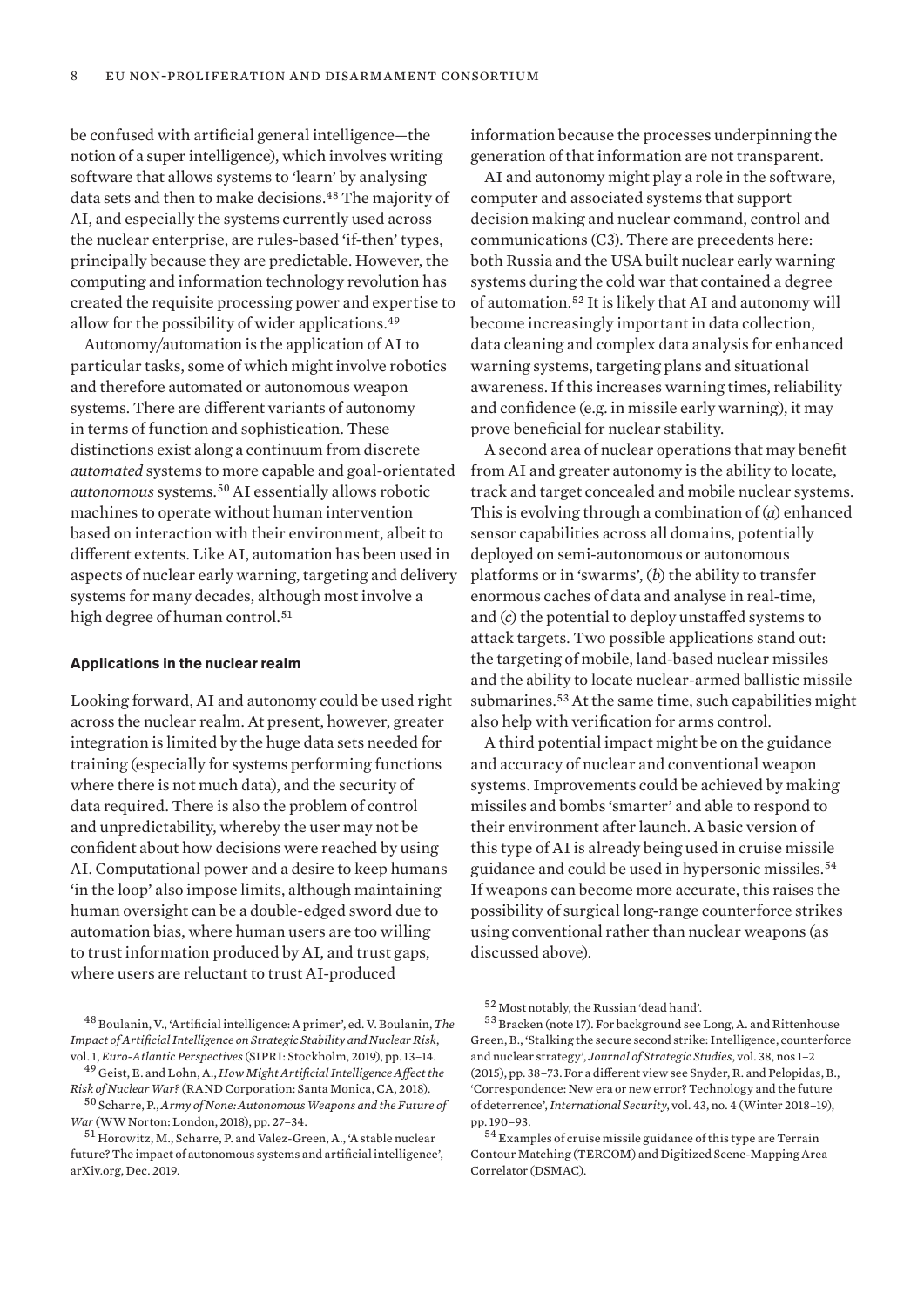be confused with artificial general intelligence—the notion of a super intelligence), which involves writing software that allows systems to 'learn' by analysing data sets and then to make decisions.[48] The majority of AI, and especially the systems currently used across the nuclear enterprise, are rules-based 'if-then' types, principally because they are predictable. However, the computing and information technology revolution has created the requisite processing power and expertise to allow for the possibility of wider applications.[49]

Autonomy/automation is the application of AI to particular tasks, some of which might involve robotics and therefore automated or autonomous weapon systems. There are different variants of autonomy in terms of function and sophistication. These distinctions exist along a continuum from discrete *automated* systems to more capable and goal-orientated *autonomous* systems.[50] AI essentially allows robotic machines to operate without human intervention based on interaction with their environment, albeit to different extents. Like AI, automation has been used in aspects of nuclear early warning, targeting and delivery systems for many decades, although most involve a high degree of human control.[51]

### Applications in the nuclear realm

Looking forward, AI and autonomy could be used right across the nuclear realm. At present, however, greater integration is limited by the huge data sets needed for training (especially for systems performing functions where there is not much data), and the security of data required. There is also the problem of control and unpredictability, whereby the user may not be confident about how decisions were reached by using AI. Computational power and a desire to keep humans 'in the loop' also impose limits, although maintaining human oversight can be a double-edged sword due to automation bias, where human users are too willing to trust information produced by AI, and trust gaps, where users are reluctant to trust AI-produced information because the processes underpinning the generation of that information are not transparent.

AI and autonomy might play a role in the software, computer and associated systems that support decision making and nuclear command, control and communications (C3). There are precedents here: both Russia and the USA built nuclear early warning systems during the cold war that contained a degree of automation.[52] It is likely that AI and autonomy will become increasingly important in data collection, data cleaning and complex data analysis for enhanced warning systems, targeting plans and situational awareness. If this increases warning times, reliability and confidence (e.g. in missile early warning), it may prove beneficial for nuclear stability.

A second area of nuclear operations that may benefit from AI and greater autonomy is the ability to locate, track and target concealed and mobile nuclear systems. This is evolving through a combination of (*a*) enhanced sensor capabilities across all domains, potentially deployed on semi-autonomous or autonomous platforms or in 'swarms', (*b*) the ability to transfer enormous caches of data and analyse in real-time, and (*c*) the potential to deploy unstaffed systems to attack targets. Two possible applications stand out: the targeting of mobile, land-based nuclear missiles and the ability to locate nuclear-armed ballistic missile submarines.[53] At the same time, such capabilities might also help with verification for arms control.

A third potential impact might be on the guidance and accuracy of nuclear and conventional weapon systems. Improvements could be achieved by making missiles and bombs 'smarter' and able to respond to their environment after launch. A basic version of this type of AI is already being used in cruise missile guidance and could be used in hypersonic missiles.[54] If weapons can become more accurate, this raises the possibility of surgical long-range counterforce strikes using conventional rather than nuclear weapons (as discussed above).

---

[48] Boulanin, V., 'Artificial intelligence: A primer', ed. V. Boulanin, *The Impact of Artificial Intelligence on Strategic Stability and Nuclear Risk*, vol. 1, *Euro-Atlantic Perspectives* (SIPRI: Stockholm, 2019), pp. 13–14.

[49] Geist, E. and Lohn, A., *How Might Artificial Intelligence Affect the Risk of Nuclear War?* (RAND Corporation: Santa Monica, CA, 2018).

[50] Scharre, P., *Army of None: Autonomous Weapons and the Future of War* (WW Norton: London, 2018), pp. 27–34.

[51] Horowitz, M., Scharre, P. and Valez-Green, A., 'A stable nuclear future? The impact of autonomous systems and artificial intelligence', arXiv.org, Dec. 2019.

[52] Most notably, the Russian 'dead hand'.

[53] Bracken (note 17). For background see Long, A. and Rittenhouse Green, B., 'Stalking the secure second strike: Intelligence, counterforce and nuclear strategy', *Journal of Strategic Studies*, vol. 38, nos 1–2 (2015), pp. 38–73. For a different view see Snyder, R. and Pelopidas, B., 'Correspondence: New era or new error? Technology and the future of deterrence', *International Security*, vol. 43, no. 4 (Winter 2018–19), pp. 190–93.

[54] Examples of cruise missile guidance of this type are Terrain Contour Matching (TERCOM) and Digitized Scene-Mapping Area Correlator (DSMAC).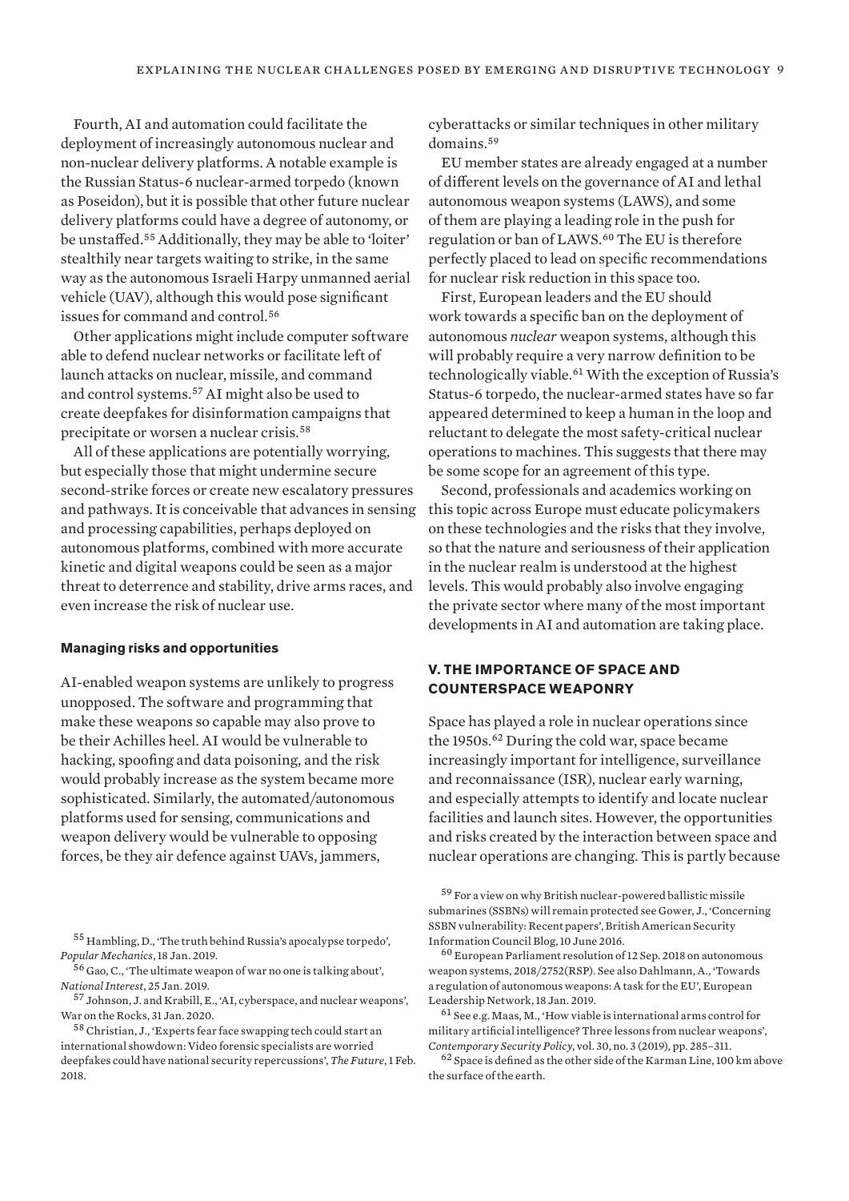Fourth, AI and automation could facilitate the deployment of increasingly autonomous nuclear and non-nuclear delivery platforms. A notable example is the Russian Status-6 nuclear-armed torpedo (known as Poseidon), but it is possible that other future nuclear delivery platforms could have a degree of autonomy, or be unstaffed.[55] Additionally, they may be able to 'loiter' stealthily near targets waiting to strike, in the same way as the autonomous Israeli Harpy unmanned aerial vehicle (UAV), although this would pose significant issues for command and control.[56]

Other applications might include computer software able to defend nuclear networks or facilitate left of launch attacks on nuclear, missile, and command and control systems.[57] AI might also be used to create deepfakes for disinformation campaigns that precipitate or worsen a nuclear crisis.[58]

All of these applications are potentially worrying, but especially those that might undermine secure second-strike forces or create new escalatory pressures and pathways. It is conceivable that advances in sensing and processing capabilities, perhaps deployed on autonomous platforms, combined with more accurate kinetic and digital weapons could be seen as a major threat to deterrence and stability, drive arms races, and even increase the risk of nuclear use.

#### Managing risks and opportunities

AI-enabled weapon systems are unlikely to progress unopposed. The software and programming that make these weapons so capable may also prove to be their Achilles heel. AI would be vulnerable to hacking, spoofing and data poisoning, and the risk would probably increase as the system became more sophisticated. Similarly, the automated/autonomous platforms used for sensing, communications and weapon delivery would be vulnerable to opposing forces, be they air defence against UAVs, jammers, cyberattacks or similar techniques in other military domains.[59]

EU member states are already engaged at a number of different levels on the governance of AI and lethal autonomous weapon systems (LAWS), and some of them are playing a leading role in the push for regulation or ban of LAWS.[60] The EU is therefore perfectly placed to lead on specific recommendations for nuclear risk reduction in this space too.

First, European leaders and the EU should work towards a specific ban on the deployment of autonomous *nuclear* weapon systems, although this will probably require a very narrow definition to be technologically viable.[61] With the exception of Russia's Status-6 torpedo, the nuclear-armed states have so far appeared determined to keep a human in the loop and reluctant to delegate the most safety-critical nuclear operations to machines. This suggests that there may be some scope for an agreement of this type.

Second, professionals and academics working on this topic across Europe must educate policymakers on these technologies and the risks that they involve, so that the nature and seriousness of their application in the nuclear realm is understood at the highest levels. This would probably also involve engaging the private sector where many of the most important developments in AI and automation are taking place.

## V. The importance of space and counterspace weaponry

Space has played a role in nuclear operations since the 1950s.[62] During the cold war, space became increasingly important for intelligence, surveillance and reconnaissance (ISR), nuclear early warning, and especially attempts to identify and locate nuclear facilities and launch sites. However, the opportunities and risks created by the interaction between space and nuclear operations are changing. This is partly because

---

[55] Hambling, D., 'The truth behind Russia's apocalypse torpedo', *Popular Mechanics*, 18 Jan. 2019.

[56] Gao, C., 'The ultimate weapon of war no one is talking about', *National Interest*, 25 Jan. 2019.

[57] Johnson, J. and Krabill, E., 'AI, cyberspace, and nuclear weapons', War on the Rocks, 31 Jan. 2020.

[58] Christian, J., 'Experts fear face swapping tech could start an international showdown: Video forensic specialists are worried deepfakes could have national security repercussions', *The Future*, 1 Feb. 2018.

[59] For a view on why British nuclear-powered ballistic missile submarines (SSBNs) will remain protected see Gower, J., 'Concerning SSBN vulnerability: Recent papers', British American Security Information Council Blog, 10 June 2016.

[60] European Parliament resolution of 12 Sep. 2018 on autonomous weapon systems, 2018/2752(RSP). See also Dahlmann, A., 'Towards a regulation of autonomous weapons: A task for the EU', European Leadership Network, 18 Jan. 2019.

[61] See e.g. Maas, M., 'How viable is international arms control for military artificial intelligence? Three lessons from nuclear weapons', *Contemporary Security Policy*, vol. 30, no. 3 (2019), pp. 285–311.

[62] Space is defined as the other side of the Karman Line, 100 km above the surface of the earth.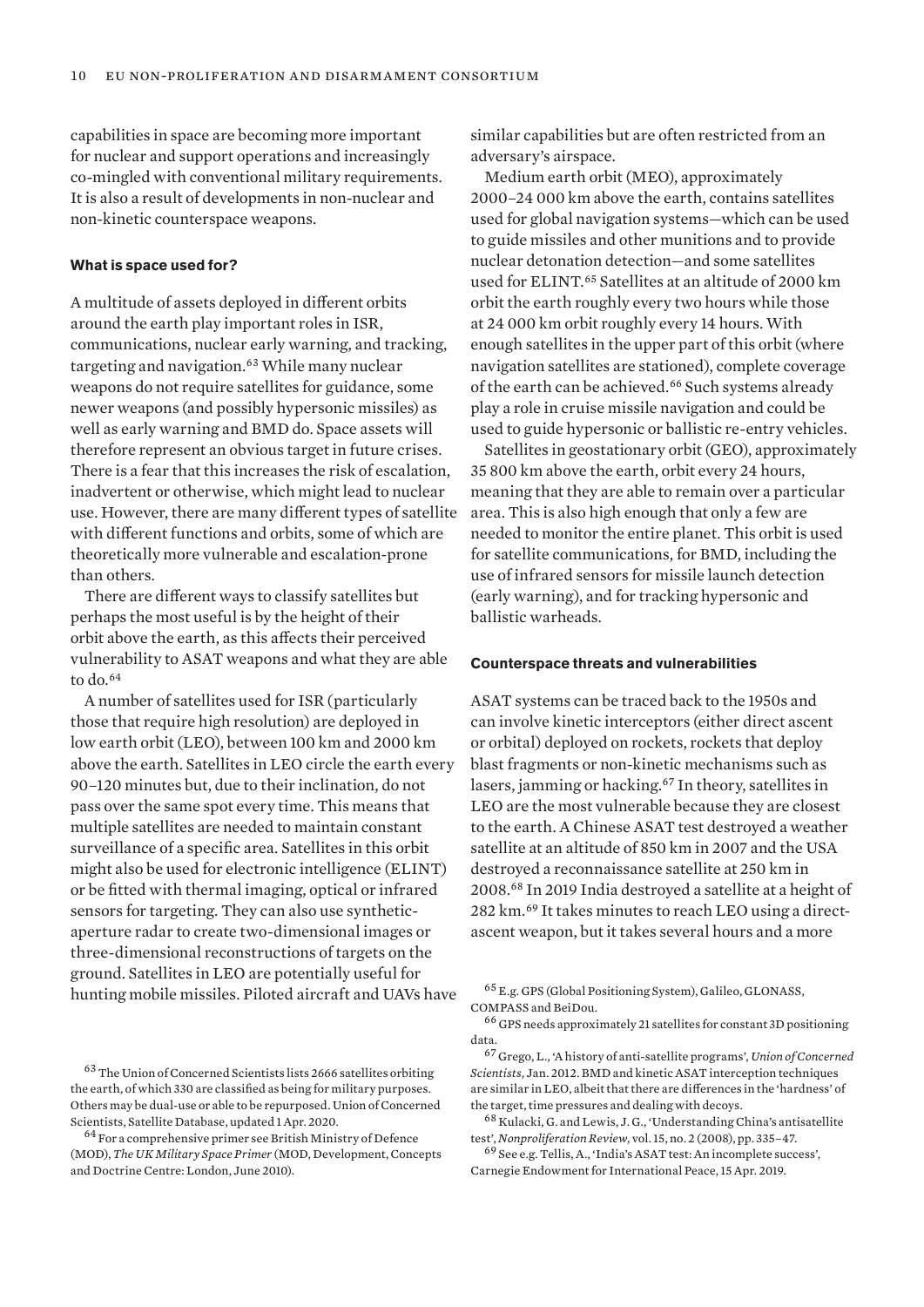capabilities in space are becoming more important for nuclear and support operations and increasingly co-mingled with conventional military requirements. It is also a result of developments in non-nuclear and non-kinetic counterspace weapons.

### What is space used for?

A multitude of assets deployed in different orbits around the earth play important roles in ISR, communications, nuclear early warning, and tracking, targeting and navigation.[63] While many nuclear weapons do not require satellites for guidance, some newer weapons (and possibly hypersonic missiles) as well as early warning and BMD do. Space assets will therefore represent an obvious target in future crises. There is a fear that this increases the risk of escalation, inadvertent or otherwise, which might lead to nuclear use. However, there are many different types of satellite with different functions and orbits, some of which are theoretically more vulnerable and escalation-prone than others.

There are different ways to classify satellites but perhaps the most useful is by the height of their orbit above the earth, as this affects their perceived vulnerability to ASAT weapons and what they are able to do.[64]

A number of satellites used for ISR (particularly those that require high resolution) are deployed in low earth orbit (LEO), between 100 km and 2000 km above the earth. Satellites in LEO circle the earth every 90–120 minutes but, due to their inclination, do not pass over the same spot every time. This means that multiple satellites are needed to maintain constant surveillance of a specific area. Satellites in this orbit might also be used for electronic intelligence (ELINT) or be fitted with thermal imaging, optical or infrared sensors for targeting. They can also use synthetic-aperture radar to create two-dimensional images or three-dimensional reconstructions of targets on the ground. Satellites in LEO are potentially useful for hunting mobile missiles. Piloted aircraft and UAVs have similar capabilities but are often restricted from an adversary's airspace.

Medium earth orbit (MEO), approximately 2000–24 000 km above the earth, contains satellites used for global navigation systems—which can be used to guide missiles and other munitions and to provide nuclear detonation detection—and some satellites used for ELINT.[65] Satellites at an altitude of 2000 km orbit the earth roughly every two hours while those at 24 000 km orbit roughly every 14 hours. With enough satellites in the upper part of this orbit (where navigation satellites are stationed), complete coverage of the earth can be achieved.[66] Such systems already play a role in cruise missile navigation and could be used to guide hypersonic or ballistic re-entry vehicles.

Satellites in geostationary orbit (GEO), approximately 35 800 km above the earth, orbit every 24 hours, meaning that they are able to remain over a particular area. This is also high enough that only a few are needed to monitor the entire planet. This orbit is used for satellite communications, for BMD, including the use of infrared sensors for missile launch detection (early warning), and for tracking hypersonic and ballistic warheads.

### Counterspace threats and vulnerabilities

ASAT systems can be traced back to the 1950s and can involve kinetic interceptors (either direct ascent or orbital) deployed on rockets, rockets that deploy blast fragments or non-kinetic mechanisms such as lasers, jamming or hacking.[67] In theory, satellites in LEO are the most vulnerable because they are closest to the earth. A Chinese ASAT test destroyed a weather satellite at an altitude of 850 km in 2007 and the USA destroyed a reconnaissance satellite at 250 km in 2008.[68] In 2019 India destroyed a satellite at a height of 282 km.[69] It takes minutes to reach LEO using a direct-ascent weapon, but it takes several hours and a more

---

[63] The Union of Concerned Scientists lists 2666 satellites orbiting the earth, of which 330 are classified as being for military purposes. Others may be dual-use or able to be repurposed. Union of Concerned Scientists, Satellite Database, updated 1 Apr. 2020.

[64] For a comprehensive primer see British Ministry of Defence (MOD), *The UK Military Space Primer* (MOD, Development, Concepts and Doctrine Centre: London, June 2010).

[65] E.g. GPS (Global Positioning System), Galileo, GLONASS, COMPASS and BeiDou.

[66] GPS needs approximately 21 satellites for constant 3D positioning data.

[67] Grego, L., 'A history of anti-satellite programs', *Union of Concerned Scientists*, Jan. 2012. BMD and kinetic ASAT interception techniques are similar in LEO, albeit that there are differences in the 'hardness' of the target, time pressures and dealing with decoys.

[68] Kulacki, G. and Lewis, J. G., 'Understanding China's antisatellite test', *Nonproliferation Review*, vol. 15, no. 2 (2008), pp. 335–47.

[69] See e.g. Tellis, A., 'India's ASAT test: An incomplete success', Carnegie Endowment for International Peace, 15 Apr. 2019.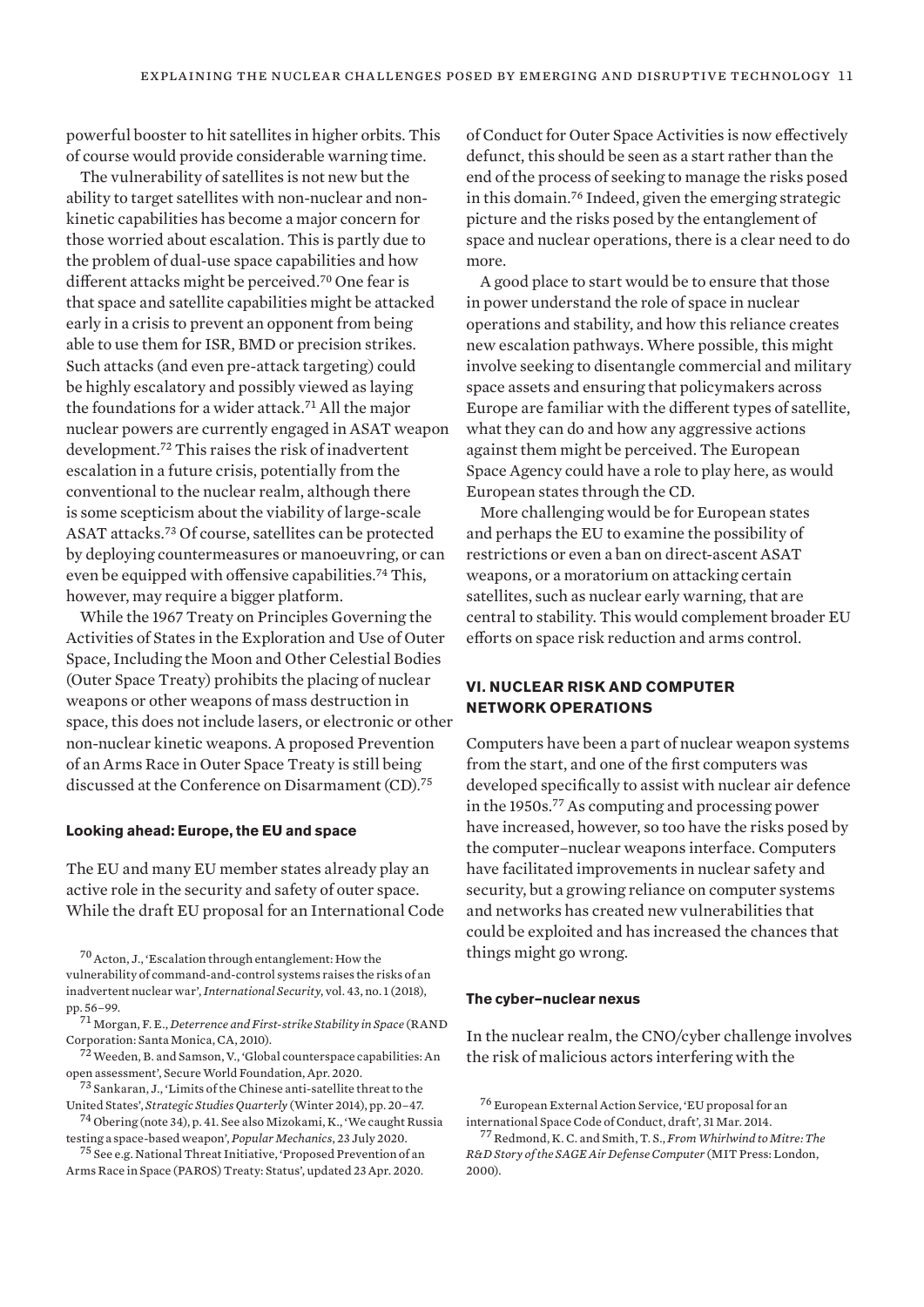powerful booster to hit satellites in higher orbits. This of course would provide considerable warning time.

The vulnerability of satellites is not new but the ability to target satellites with non-nuclear and non-kinetic capabilities has become a major concern for those worried about escalation. This is partly due to the problem of dual-use space capabilities and how different attacks might be perceived.[70] One fear is that space and satellite capabilities might be attacked early in a crisis to prevent an opponent from being able to use them for ISR, BMD or precision strikes. Such attacks (and even pre-attack targeting) could be highly escalatory and possibly viewed as laying the foundations for a wider attack.[71] All the major nuclear powers are currently engaged in ASAT weapon development.[72] This raises the risk of inadvertent escalation in a future crisis, potentially from the conventional to the nuclear realm, although there is some scepticism about the viability of large-scale ASAT attacks.[73] Of course, satellites can be protected by deploying countermeasures or manoeuvring, or can even be equipped with offensive capabilities.[74] This, however, may require a bigger platform.

While the 1967 Treaty on Principles Governing the Activities of States in the Exploration and Use of Outer Space, Including the Moon and Other Celestial Bodies (Outer Space Treaty) prohibits the placing of nuclear weapons or other weapons of mass destruction in space, this does not include lasers, or electronic or other non-nuclear kinetic weapons. A proposed Prevention of an Arms Race in Outer Space Treaty is still being discussed at the Conference on Disarmament (CD).[75]

#### Looking ahead: Europe, the EU and space

The EU and many EU member states already play an active role in the security and safety of outer space. While the draft EU proposal for an International Code of Conduct for Outer Space Activities is now effectively defunct, this should be seen as a start rather than the end of the process of seeking to manage the risks posed in this domain.[76] Indeed, given the emerging strategic picture and the risks posed by the entanglement of space and nuclear operations, there is a clear need to do more.

A good place to start would be to ensure that those in power understand the role of space in nuclear operations and stability, and how this reliance creates new escalation pathways. Where possible, this might involve seeking to disentangle commercial and military space assets and ensuring that policymakers across Europe are familiar with the different types of satellite, what they can do and how any aggressive actions against them might be perceived. The European Space Agency could have a role to play here, as would European states through the CD.

More challenging would be for European states and perhaps the EU to examine the possibility of restrictions or even a ban on direct-ascent ASAT weapons, or a moratorium on attacking certain satellites, such as nuclear early warning, that are central to stability. This would complement broader EU efforts on space risk reduction and arms control.

## VI. NUCLEAR RISK AND COMPUTER NETWORK OPERATIONS

Computers have been a part of nuclear weapon systems from the start, and one of the first computers was developed specifically to assist with nuclear air defence in the 1950s.[77] As computing and processing power have increased, however, so too have the risks posed by the computer–nuclear weapons interface. Computers have facilitated improvements in nuclear safety and security, but a growing reliance on computer systems and networks has created new vulnerabilities that could be exploited and has increased the chances that things might go wrong.

#### The cyber–nuclear nexus

In the nuclear realm, the CNO/cyber challenge involves the risk of malicious actors interfering with the

---

[70] Acton, J., 'Escalation through entanglement: How the vulnerability of command-and-control systems raises the risks of an inadvertent nuclear war', *International Security*, vol. 43, no. 1 (2018), pp. 56–99.

[71] Morgan, F. E., *Deterrence and First-strike Stability in Space* (RAND Corporation: Santa Monica, CA, 2010).

[72] Weeden, B. and Samson, V., 'Global counterspace capabilities: An open assessment', Secure World Foundation, Apr. 2020.

[73] Sankaran, J., 'Limits of the Chinese anti-satellite threat to the United States', *Strategic Studies Quarterly* (Winter 2014), pp. 20–47.

[74] Obering (note 34), p. 41. See also Mizokami, K., 'We caught Russia testing a space-based weapon', *Popular Mechanics*, 23 July 2020.

[75] See e.g. National Threat Initiative, 'Proposed Prevention of an Arms Race in Space (PAROS) Treaty: Status', updated 23 Apr. 2020.

[76] European External Action Service, 'EU proposal for an international Space Code of Conduct, draft', 31 Mar. 2014.

[77] Redmond, K. C. and Smith, T. S., *From Whirlwind to Mitre: The R&D Story of the SAGE Air Defense Computer* (MIT Press: London, 2000).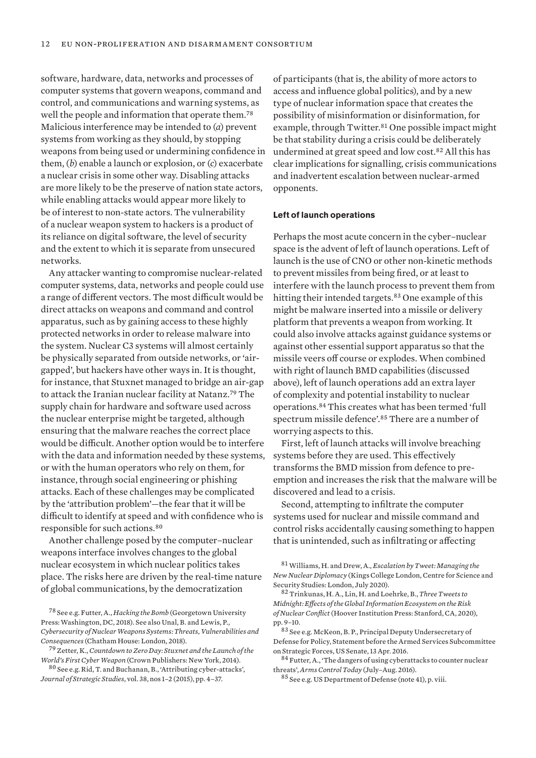software, hardware, data, networks and processes of computer systems that govern weapons, command and control, and communications and warning systems, as well the people and information that operate them.[78] Malicious interference may be intended to (*a*) prevent systems from working as they should, by stopping weapons from being used or undermining confidence in them, (*b*) enable a launch or explosion, or (*c*) exacerbate a nuclear crisis in some other way. Disabling attacks are more likely to be the preserve of nation state actors, while enabling attacks would appear more likely to be of interest to non-state actors. The vulnerability of a nuclear weapon system to hackers is a product of its reliance on digital software, the level of security and the extent to which it is separate from unsecured networks.

Any attacker wanting to compromise nuclear-related computer systems, data, networks and people could use a range of different vectors. The most difficult would be direct attacks on weapons and command and control apparatus, such as by gaining access to these highly protected networks in order to release malware into the system. Nuclear C3 systems will almost certainly be physically separated from outside networks, or 'air-gapped', but hackers have other ways in. It is thought, for instance, that Stuxnet managed to bridge an air-gap to attack the Iranian nuclear facility at Natanz.[79] The supply chain for hardware and software used across the nuclear enterprise might be targeted, although ensuring that the malware reaches the correct place would be difficult. Another option would be to interfere with the data and information needed by these systems, or with the human operators who rely on them, for instance, through social engineering or phishing attacks. Each of these challenges may be complicated by the 'attribution problem'—the fear that it will be difficult to identify at speed and with confidence who is responsible for such actions.[80]

Another challenge posed by the computer–nuclear weapons interface involves changes to the global nuclear ecosystem in which nuclear politics takes place. The risks here are driven by the real-time nature of global communications, by the democratization of participants (that is, the ability of more actors to access and influence global politics), and by a new type of nuclear information space that creates the possibility of misinformation or disinformation, for example, through Twitter.[81] One possible impact might be that stability during a crisis could be deliberately undermined at great speed and low cost.[82] All this has clear implications for signalling, crisis communications and inadvertent escalation between nuclear-armed opponents.

#### Left of launch operations

Perhaps the most acute concern in the cyber–nuclear space is the advent of left of launch operations. Left of launch is the use of CNO or other non-kinetic methods to prevent missiles from being fired, or at least to interfere with the launch process to prevent them from hitting their intended targets.[83] One example of this might be malware inserted into a missile or delivery platform that prevents a weapon from working. It could also involve attacks against guidance systems or against other essential support apparatus so that the missile veers off course or explodes. When combined with right of launch BMD capabilities (discussed above), left of launch operations add an extra layer of complexity and potential instability to nuclear operations.[84] This creates what has been termed 'full spectrum missile defence'.[85] There are a number of worrying aspects to this.

First, left of launch attacks will involve breaching systems before they are used. This effectively transforms the BMD mission from defence to pre-emption and increases the risk that the malware will be discovered and lead to a crisis.

Second, attempting to infiltrate the computer systems used for nuclear and missile command and control risks accidentally causing something to happen that is unintended, such as infiltrating or affecting

---

[78] See e.g. Futter, A., *Hacking the Bomb* (Georgetown University Press: Washington, DC, 2018). See also Unal, B. and Lewis, P., *Cybersecurity of Nuclear Weapons Systems: Threats, Vulnerabilities and Consequences* (Chatham House: London, 2018).

[79] Zetter, K., *Countdown to Zero Day: Stuxnet and the Launch of the World's First Cyber Weapon* (Crown Publishers: New York, 2014).

[80] See e.g. Rid, T. and Buchanan, B., 'Attributing cyber-attacks', *Journal of Strategic Studies*, vol. 38, nos 1–2 (2015), pp. 4–37.

[81] Williams, H. and Drew, A., *Escalation by Tweet: Managing the New Nuclear Diplomacy* (Kings College London, Centre for Science and Security Studies: London, July 2020).

[82] Trinkunas, H. A., Lin, H. and Loehrke, B., *Three Tweets to Midnight: Effects of the Global Information Ecosystem on the Risk of Nuclear Conflict* (Hoover Institution Press: Stanford, CA, 2020), pp. 9–10.

[83] See e.g. McKeon, B. P., Principal Deputy Undersecretary of Defense for Policy, Statement before the Armed Services Subcommittee on Strategic Forces, US Senate, 13 Apr. 2016.

[84] Futter, A., 'The dangers of using cyberattacks to counter nuclear threats', *Arms Control Today* (July–Aug. 2016).

[85] See e.g. US Department of Defense (note 41), p. viii.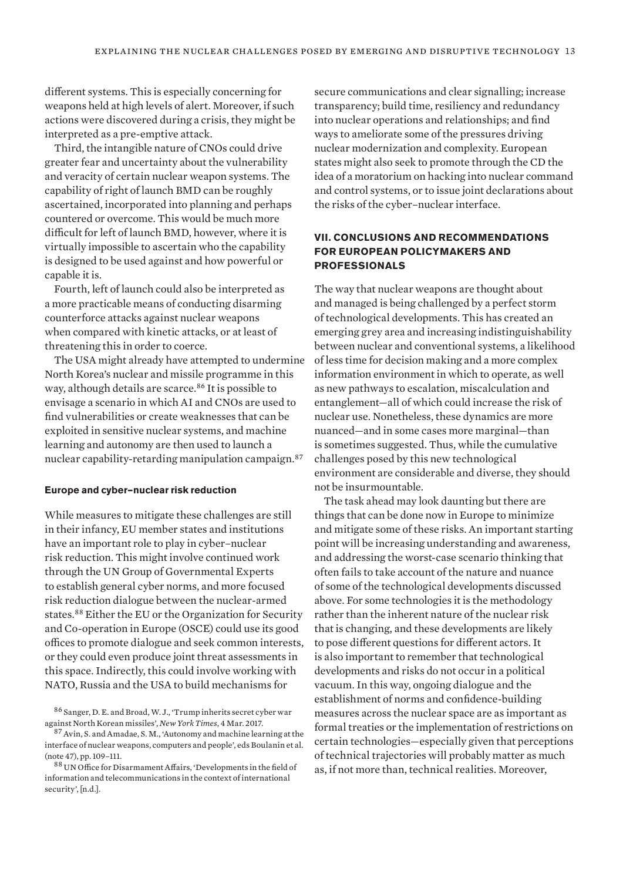different systems. This is especially concerning for weapons held at high levels of alert. Moreover, if such actions were discovered during a crisis, they might be interpreted as a pre-emptive attack.

Third, the intangible nature of CNOs could drive greater fear and uncertainty about the vulnerability and veracity of certain nuclear weapon systems. The capability of right of launch BMD can be roughly ascertained, incorporated into planning and perhaps countered or overcome. This would be much more difficult for left of launch BMD, however, where it is virtually impossible to ascertain who the capability is designed to be used against and how powerful or capable it is.

Fourth, left of launch could also be interpreted as a more practicable means of conducting disarming counterforce attacks against nuclear weapons when compared with kinetic attacks, or at least of threatening this in order to coerce.

The USA might already have attempted to undermine North Korea's nuclear and missile programme in this way, although details are scarce.[86] It is possible to envisage a scenario in which AI and CNOs are used to find vulnerabilities or create weaknesses that can be exploited in sensitive nuclear systems, and machine learning and autonomy are then used to launch a nuclear capability-retarding manipulation campaign.[87]

#### Europe and cyber–nuclear risk reduction

While measures to mitigate these challenges are still in their infancy, EU member states and institutions have an important role to play in cyber–nuclear risk reduction. This might involve continued work through the UN Group of Governmental Experts to establish general cyber norms, and more focused risk reduction dialogue between the nuclear-armed states.[88] Either the EU or the Organization for Security and Co-operation in Europe (OSCE) could use its good offices to promote dialogue and seek common interests, or they could even produce joint threat assessments in this space. Indirectly, this could involve working with NATO, Russia and the USA to build mechanisms for secure communications and clear signalling; increase transparency; build time, resiliency and redundancy into nuclear operations and relationships; and find ways to ameliorate some of the pressures driving nuclear modernization and complexity. European states might also seek to promote through the CD the idea of a moratorium on hacking into nuclear command and control systems, or to issue joint declarations about the risks of the cyber–nuclear interface.

## VII. Conclusions and recommendations for European policymakers and professionals

The way that nuclear weapons are thought about and managed is being challenged by a perfect storm of technological developments. This has created an emerging grey area and increasing indistinguishability between nuclear and conventional systems, a likelihood of less time for decision making and a more complex information environment in which to operate, as well as new pathways to escalation, miscalculation and entanglement—all of which could increase the risk of nuclear use. Nonetheless, these dynamics are more nuanced—and in some cases more marginal—than is sometimes suggested. Thus, while the cumulative challenges posed by this new technological environment are considerable and diverse, they should not be insurmountable.

The task ahead may look daunting but there are things that can be done now in Europe to minimize and mitigate some of these risks. An important starting point will be increasing understanding and awareness, and addressing the worst-case scenario thinking that often fails to take account of the nature and nuance of some of the technological developments discussed above. For some technologies it is the methodology rather than the inherent nature of the nuclear risk that is changing, and these developments are likely to pose different questions for different actors. It is also important to remember that technological developments and risks do not occur in a political vacuum. In this way, ongoing dialogue and the establishment of norms and confidence-building measures across the nuclear space are as important as formal treaties or the implementation of restrictions on certain technologies—especially given that perceptions of technical trajectories will probably matter as much as, if not more than, technical realities. Moreover,

[86] Sanger, D. E. and Broad, W. J., 'Trump inherits secret cyber war against North Korean missiles', *New York Times*, 4 Mar. 2017.

[87] Avin, S. and Amadae, S. M., 'Autonomy and machine learning at the interface of nuclear weapons, computers and people', eds Boulanin et al. (note 47), pp. 109–111.

[88] UN Office for Disarmament Affairs, 'Developments in the field of information and telecommunications in the context of international security', [n.d.].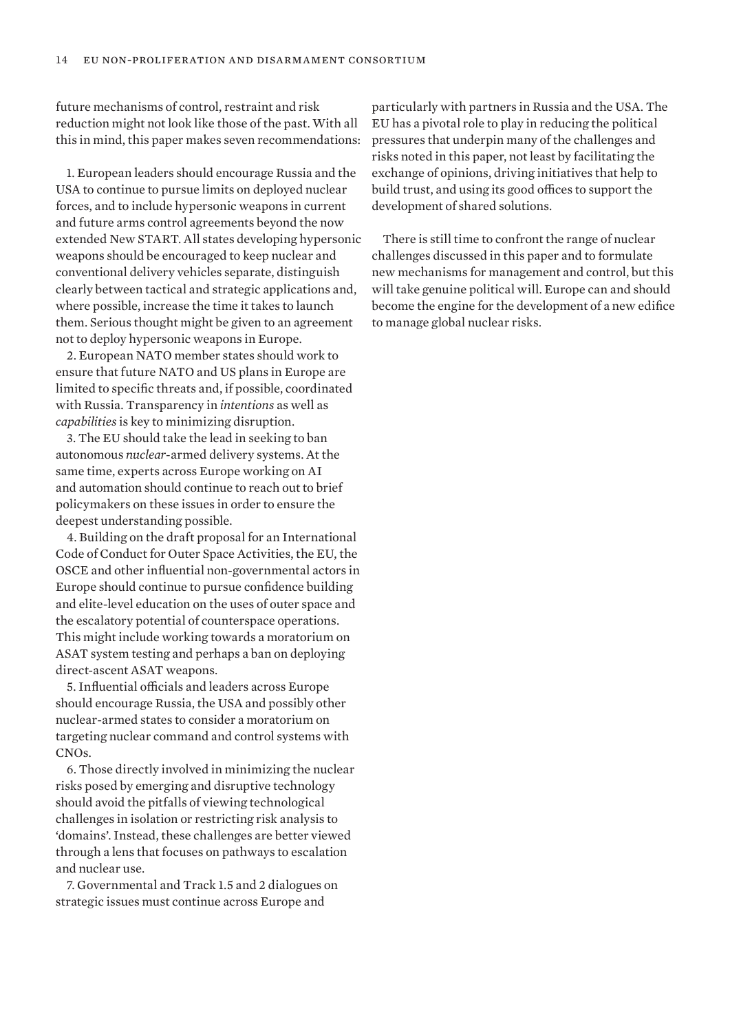future mechanisms of control, restraint and risk reduction might not look like those of the past. With all this in mind, this paper makes seven recommendations:

1. European leaders should encourage Russia and the USA to continue to pursue limits on deployed nuclear forces, and to include hypersonic weapons in current and future arms control agreements beyond the now extended New START. All states developing hypersonic weapons should be encouraged to keep nuclear and conventional delivery vehicles separate, distinguish clearly between tactical and strategic applications and, where possible, increase the time it takes to launch them. Serious thought might be given to an agreement not to deploy hypersonic weapons in Europe.

2. European NATO member states should work to ensure that future NATO and US plans in Europe are limited to specific threats and, if possible, coordinated with Russia. Transparency in *intentions* as well as *capabilities* is key to minimizing disruption.

3. The EU should take the lead in seeking to ban autonomous *nuclear*-armed delivery systems. At the same time, experts across Europe working on AI and automation should continue to reach out to brief policymakers on these issues in order to ensure the deepest understanding possible.

4. Building on the draft proposal for an International Code of Conduct for Outer Space Activities, the EU, the OSCE and other influential non-governmental actors in Europe should continue to pursue confidence building and elite-level education on the uses of outer space and the escalatory potential of counterspace operations. This might include working towards a moratorium on ASAT system testing and perhaps a ban on deploying direct-ascent ASAT weapons.

5. Influential officials and leaders across Europe should encourage Russia, the USA and possibly other nuclear-armed states to consider a moratorium on targeting nuclear command and control systems with CNOs.

6. Those directly involved in minimizing the nuclear risks posed by emerging and disruptive technology should avoid the pitfalls of viewing technological challenges in isolation or restricting risk analysis to 'domains'. Instead, these challenges are better viewed through a lens that focuses on pathways to escalation and nuclear use.

7. Governmental and Track 1.5 and 2 dialogues on strategic issues must continue across Europe and particularly with partners in Russia and the USA. The EU has a pivotal role to play in reducing the political pressures that underpin many of the challenges and risks noted in this paper, not least by facilitating the exchange of opinions, driving initiatives that help to build trust, and using its good offices to support the development of shared solutions.

There is still time to confront the range of nuclear challenges discussed in this paper and to formulate new mechanisms for management and control, but this will take genuine political will. Europe can and should become the engine for the development of a new edifice to manage global nuclear risks.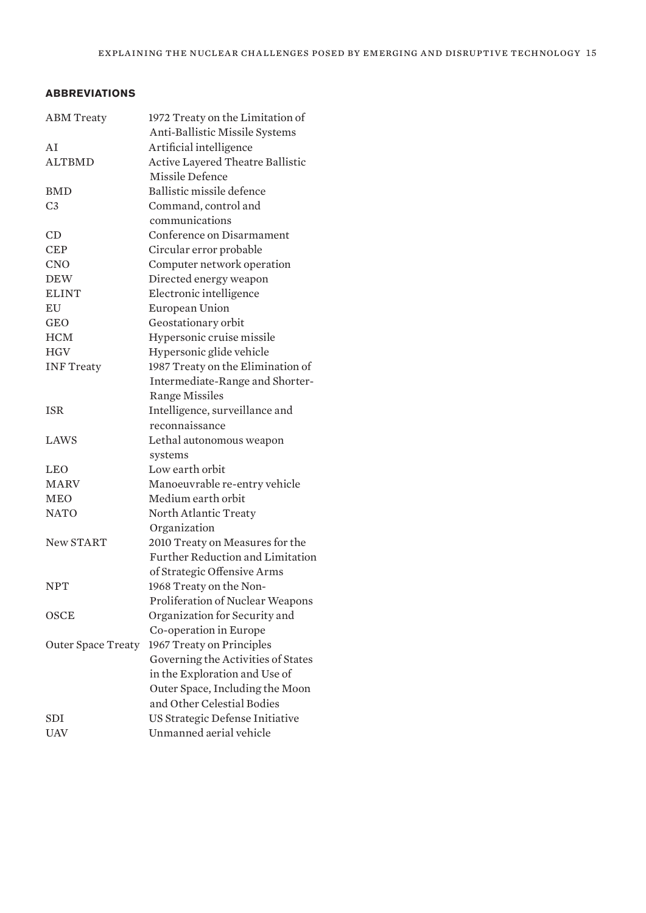## ABBREVIATIONS

| | |
|---|---|
| ABM Treaty | 1972 Treaty on the Limitation of Anti-Ballistic Missile Systems |
| AI | Artificial intelligence |
| ALTBMD | Active Layered Theatre Ballistic Missile Defence |
| BMD | Ballistic missile defence |
| C3 | Command, control and communications |
| CD | Conference on Disarmament |
| CEP | Circular error probable |
| CNO | Computer network operation |
| DEW | Directed energy weapon |
| ELINT | Electronic intelligence |
| EU | European Union |
| GEO | Geostationary orbit |
| HCM | Hypersonic cruise missile |
| HGV | Hypersonic glide vehicle |
| INF Treaty | 1987 Treaty on the Elimination of Intermediate-Range and Shorter-Range Missiles |
| ISR | Intelligence, surveillance and reconnaissance |
| LAWS | Lethal autonomous weapon systems |
| LEO | Low earth orbit |
| MARV | Manoeuvrable re-entry vehicle |
| MEO | Medium earth orbit |
| NATO | North Atlantic Treaty Organization |
| New START | 2010 Treaty on Measures for the Further Reduction and Limitation of Strategic Offensive Arms |
| NPT | 1968 Treaty on the Non-Proliferation of Nuclear Weapons |
| OSCE | Organization for Security and Co-operation in Europe |
| Outer Space Treaty | 1967 Treaty on Principles Governing the Activities of States in the Exploration and Use of Outer Space, Including the Moon and Other Celestial Bodies |
| SDI | US Strategic Defense Initiative |
| UAV | Unmanned aerial vehicle |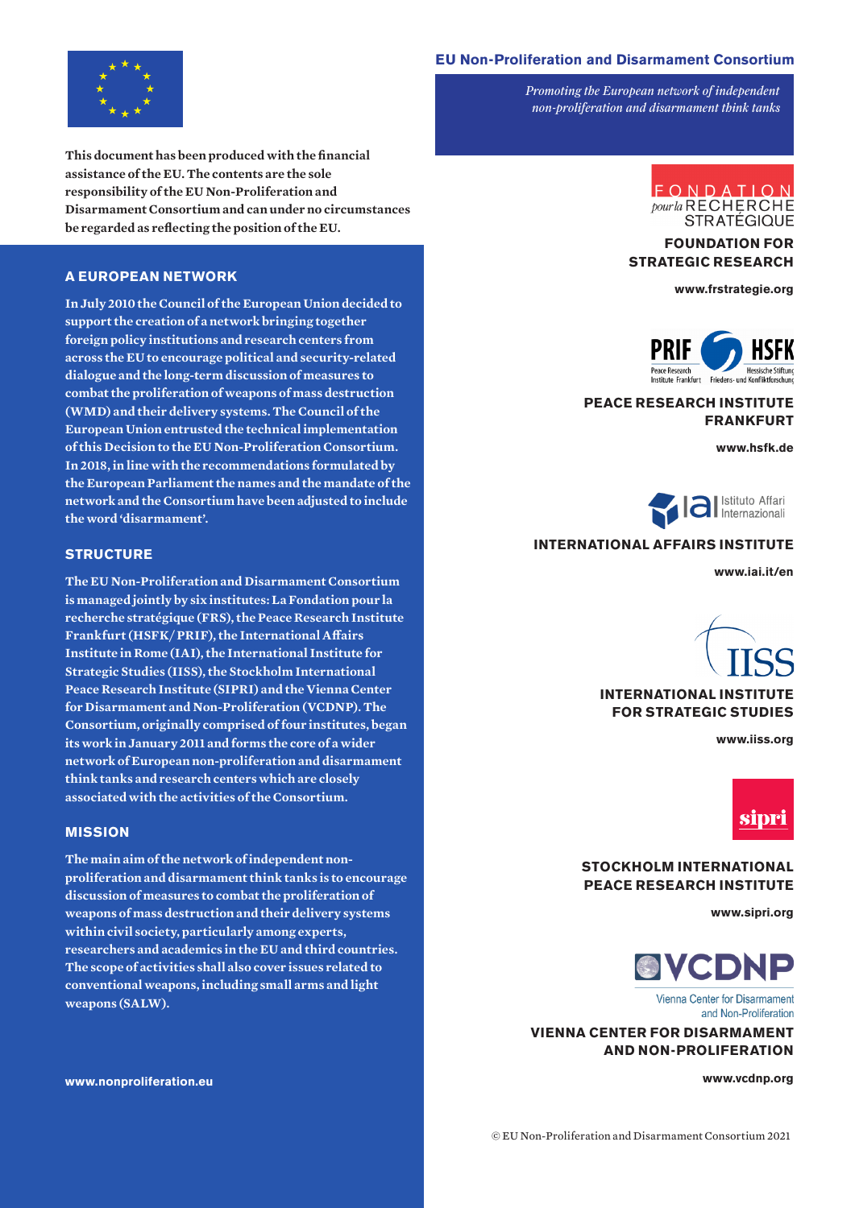This document has been produced with the financial assistance of the EU. The contents are the sole responsibility of the EU Non-Proliferation and Disarmament Consortium and can under no circumstances be regarded as reflecting the position of the EU.

## A EUROPEAN NETWORK

In July 2010 the Council of the European Union decided to support the creation of a network bringing together foreign policy institutions and research centers from across the EU to encourage political and security-related dialogue and the long-term discussion of measures to combat the proliferation of weapons of mass destruction (WMD) and their delivery systems. The Council of the European Union entrusted the technical implementation of this Decision to the EU Non-Proliferation Consortium. In 2018, in line with the recommendations formulated by the European Parliament the names and the mandate of the network and the Consortium have been adjusted to include the word 'disarmament'.

## STRUCTURE

The EU Non-Proliferation and Disarmament Consortium is managed jointly by six institutes: La Fondation pour la recherche stratégique (FRS), the Peace Research Institute Frankfurt (HSFK/ PRIF), the International Affairs Institute in Rome (IAI), the International Institute for Strategic Studies (IISS), the Stockholm International Peace Research Institute (SIPRI) and the Vienna Center for Disarmament and Non-Proliferation (VCDNP). The Consortium, originally comprised of four institutes, began its work in January 2011 and forms the core of a wider network of European non-proliferation and disarmament think tanks and research centers which are closely associated with the activities of the Consortium.

## MISSION

The main aim of the network of independent non-proliferation and disarmament think tanks is to encourage discussion of measures to combat the proliferation of weapons of mass destruction and their delivery systems within civil society, particularly among experts, researchers and academics in the EU and third countries. The scope of activities shall also cover issues related to conventional weapons, including small arms and light weapons (SALW).

www.nonproliferation.eu

## EU Non-Proliferation and Disarmament Consortium

*Promoting the European network of independent non-proliferation and disarmament think tanks*

FONDATION pour la RECHERCHE STRATÉGIQUE

**FOUNDATION FOR STRATEGIC RESEARCH**

www.frstrategie.org

PRIF Peace Research Institute Frankfurt HSFK Hessische Stiftung Friedens- und Konfliktforschung

**PEACE RESEARCH INSTITUTE FRANKFURT**

www.hsfk.de

IAI Istituto Affari Internazionali

**INTERNATIONAL AFFAIRS INSTITUTE**

www.iai.it/en

IISS

**INTERNATIONAL INSTITUTE FOR STRATEGIC STUDIES**

www.iiss.org

sipri

**STOCKHOLM INTERNATIONAL PEACE RESEARCH INSTITUTE**

www.sipri.org

VCDNP Vienna Center for Disarmament and Non-Proliferation

**VIENNA CENTER FOR DISARMAMENT AND NON-PROLIFERATION**

www.vcdnp.org

© EU Non-Proliferation and Disarmament Consortium 2021